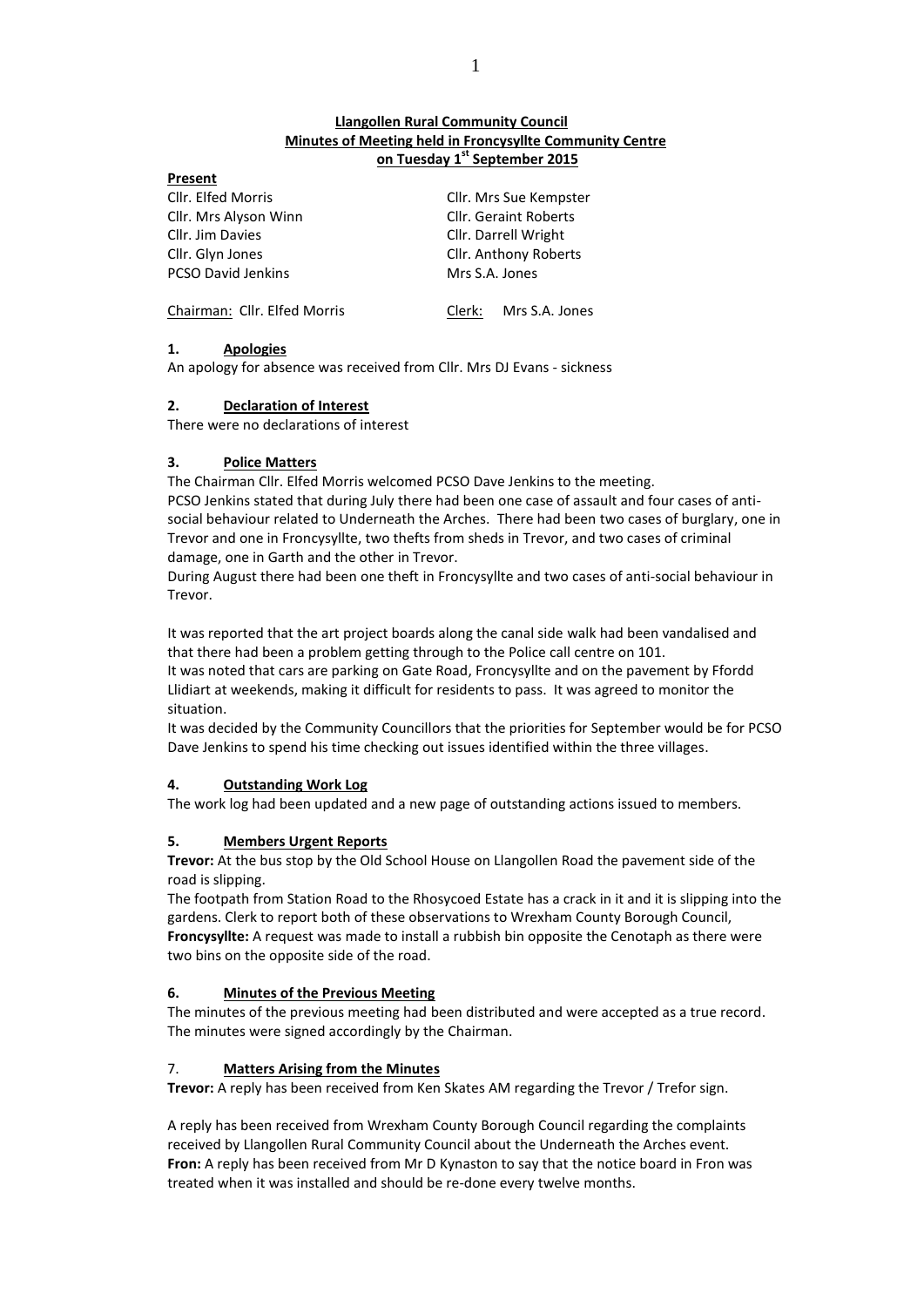**Llangollen Rural Community Council**
**Minutes of Meeting held in Froncysyllte Community Centre**
**on Tuesday 1st September 2015**

**Present**

| | |
|---|---|
| Cllr. Elfed Morris | Cllr. Mrs Sue Kempster |
| Cllr. Mrs Alyson Winn | Cllr. Geraint Roberts |
| Cllr. Jim Davies | Cllr. Darrell Wright |
| Cllr. Glyn Jones | Cllr. Anthony Roberts |
| PCSO David Jenkins | Mrs S.A. Jones |

Chairman: Cllr. Elfed Morris    Clerk: Mrs S.A. Jones

## 1. Apologies

An apology for absence was received from Cllr. Mrs DJ Evans - sickness

## 2. Declaration of Interest

There were no declarations of interest

## 3. Police Matters

The Chairman Cllr. Elfed Morris welcomed PCSO Dave Jenkins to the meeting.
PCSO Jenkins stated that during July there had been one case of assault and four cases of anti-social behaviour related to Underneath the Arches. There had been two cases of burglary, one in Trevor and one in Froncysyllte, two thefts from sheds in Trevor, and two cases of criminal damage, one in Garth and the other in Trevor.
During August there had been one theft in Froncysyllte and two cases of anti-social behaviour in Trevor.

It was reported that the art project boards along the canal side walk had been vandalised and that there had been a problem getting through to the Police call centre on 101.
It was noted that cars are parking on Gate Road, Froncysyllte and on the pavement by Ffordd Llidiart at weekends, making it difficult for residents to pass. It was agreed to monitor the situation.
It was decided by the Community Councillors that the priorities for September would be for PCSO Dave Jenkins to spend his time checking out issues identified within the three villages.

## 4. Outstanding Work Log

The work log had been updated and a new page of outstanding actions issued to members.

## 5. Members Urgent Reports

**Trevor:** At the bus stop by the Old School House on Llangollen Road the pavement side of the road is slipping.
The footpath from Station Road to the Rhosycoed Estate has a crack in it and it is slipping into the gardens. Clerk to report both of these observations to Wrexham County Borough Council,
**Froncysyllte:** A request was made to install a rubbish bin opposite the Cenotaph as there were two bins on the opposite side of the road.

## 6. Minutes of the Previous Meeting

The minutes of the previous meeting had been distributed and were accepted as a true record. The minutes were signed accordingly by the Chairman.

## 7. Matters Arising from the Minutes

**Trevor:** A reply has been received from Ken Skates AM regarding the Trevor / Trefor sign.

A reply has been received from Wrexham County Borough Council regarding the complaints received by Llangollen Rural Community Council about the Underneath the Arches event.
**Fron:** A reply has been received from Mr D Kynaston to say that the notice board in Fron was treated when it was installed and should be re-done every twelve months.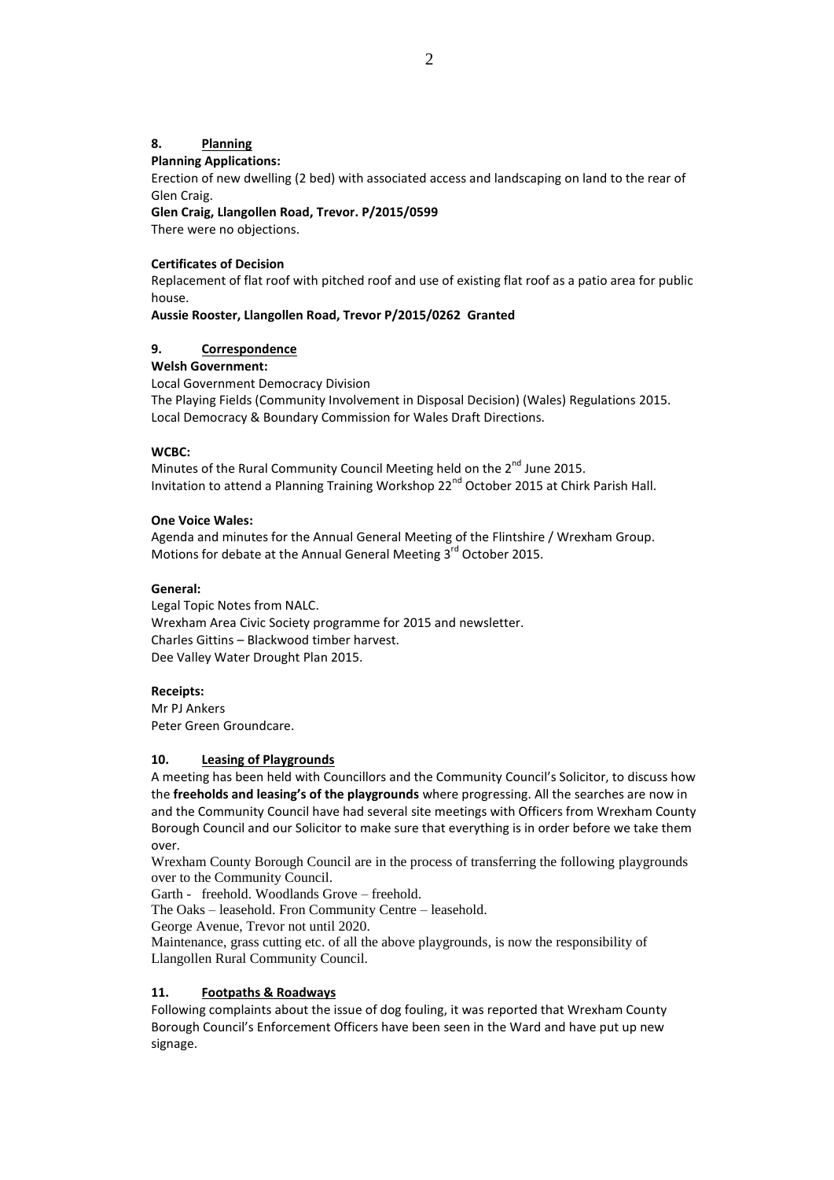## 8. Planning

**Planning Applications:**

Erection of new dwelling (2 bed) with associated access and landscaping on land to the rear of Glen Craig.

**Glen Craig, Llangollen Road, Trevor. P/2015/0599**

There were no objections.

**Certificates of Decision**

Replacement of flat roof with pitched roof and use of existing flat roof as a patio area for public house.

**Aussie Rooster, Llangollen Road, Trevor P/2015/0262 Granted**

## 9. Correspondence

**Welsh Government:**

Local Government Democracy Division

The Playing Fields (Community Involvement in Disposal Decision) (Wales) Regulations 2015.

Local Democracy & Boundary Commission for Wales Draft Directions.

**WCBC:**

Minutes of the Rural Community Council Meeting held on the 2nd June 2015.

Invitation to attend a Planning Training Workshop 22nd October 2015 at Chirk Parish Hall.

**One Voice Wales:**

Agenda and minutes for the Annual General Meeting of the Flintshire / Wrexham Group.

Motions for debate at the Annual General Meeting 3rd October 2015.

**General:**

Legal Topic Notes from NALC.

Wrexham Area Civic Society programme for 2015 and newsletter.

Charles Gittins – Blackwood timber harvest.

Dee Valley Water Drought Plan 2015.

**Receipts:**

Mr PJ Ankers

Peter Green Groundcare.

## 10. Leasing of Playgrounds

A meeting has been held with Councillors and the Community Council's Solicitor, to discuss how the **freeholds and leasing's of the playgrounds** where progressing. All the searches are now in and the Community Council have had several site meetings with Officers from Wrexham County Borough Council and our Solicitor to make sure that everything is in order before we take them over.

Wrexham County Borough Council are in the process of transferring the following playgrounds over to the Community Council.

Garth - freehold. Woodlands Grove – freehold.

The Oaks – leasehold. Fron Community Centre – leasehold.

George Avenue, Trevor not until 2020.

Maintenance, grass cutting etc. of all the above playgrounds, is now the responsibility of Llangollen Rural Community Council.

## 11. Footpaths & Roadways

Following complaints about the issue of dog fouling, it was reported that Wrexham County Borough Council's Enforcement Officers have been seen in the Ward and have put up new signage.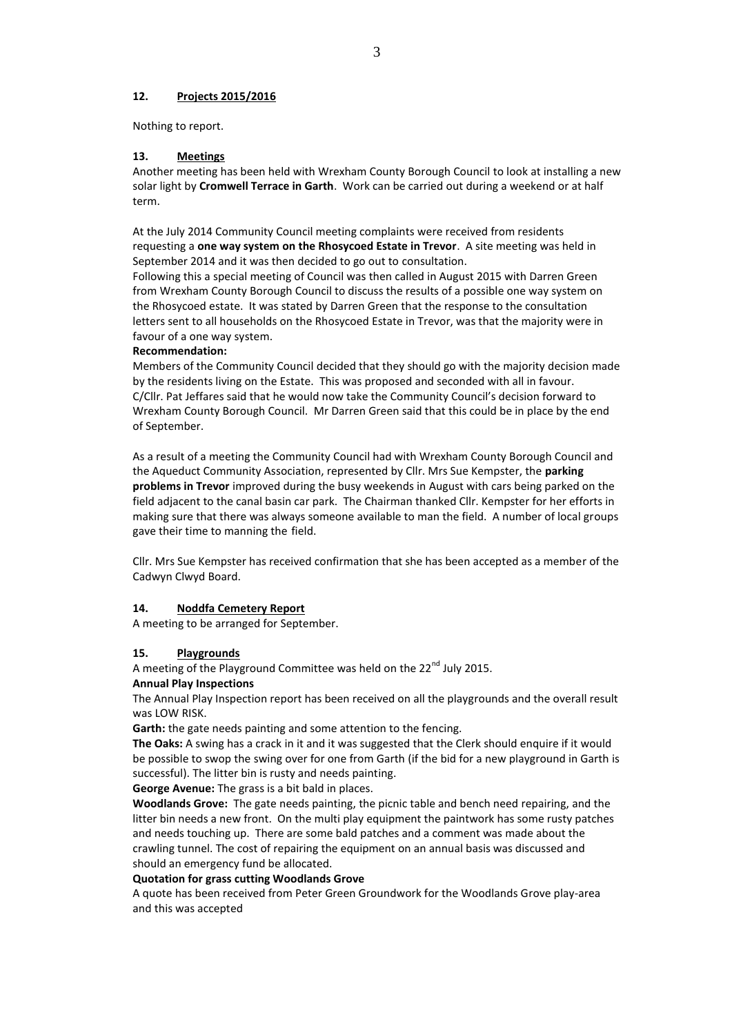## 12. Projects 2015/2016

Nothing to report.

## 13. Meetings

Another meeting has been held with Wrexham County Borough Council to look at installing a new solar light by **Cromwell Terrace in Garth**. Work can be carried out during a weekend or at half term.

At the July 2014 Community Council meeting complaints were received from residents requesting a **one way system on the Rhosycoed Estate in Trevor**. A site meeting was held in September 2014 and it was then decided to go out to consultation.
Following this a special meeting of Council was then called in August 2015 with Darren Green from Wrexham County Borough Council to discuss the results of a possible one way system on the Rhosycoed estate. It was stated by Darren Green that the response to the consultation letters sent to all households on the Rhosycoed Estate in Trevor, was that the majority were in favour of a one way system.

**Recommendation:**

Members of the Community Council decided that they should go with the majority decision made by the residents living on the Estate. This was proposed and seconded with all in favour.
C/Cllr. Pat Jeffares said that he would now take the Community Council's decision forward to Wrexham County Borough Council. Mr Darren Green said that this could be in place by the end of September.

As a result of a meeting the Community Council had with Wrexham County Borough Council and the Aqueduct Community Association, represented by Cllr. Mrs Sue Kempster, the **parking problems in Trevor** improved during the busy weekends in August with cars being parked on the field adjacent to the canal basin car park. The Chairman thanked Cllr. Kempster for her efforts in making sure that there was always someone available to man the field. A number of local groups gave their time to manning the field.

Cllr. Mrs Sue Kempster has received confirmation that she has been accepted as a member of the Cadwyn Clwyd Board.

## 14. Noddfa Cemetery Report

A meeting to be arranged for September.

## 15. Playgrounds

A meeting of the Playground Committee was held on the 22nd July 2015.

**Annual Play Inspections**

The Annual Play Inspection report has been received on all the playgrounds and the overall result was LOW RISK.

**Garth:** the gate needs painting and some attention to the fencing.

**The Oaks:** A swing has a crack in it and it was suggested that the Clerk should enquire if it would be possible to swop the swing over for one from Garth (if the bid for a new playground in Garth is successful). The litter bin is rusty and needs painting.

**George Avenue:** The grass is a bit bald in places.

**Woodlands Grove:** The gate needs painting, the picnic table and bench need repairing, and the litter bin needs a new front. On the multi play equipment the paintwork has some rusty patches and needs touching up. There are some bald patches and a comment was made about the crawling tunnel. The cost of repairing the equipment on an annual basis was discussed and should an emergency fund be allocated.

**Quotation for grass cutting Woodlands Grove**

A quote has been received from Peter Green Groundwork for the Woodlands Grove play-area and this was accepted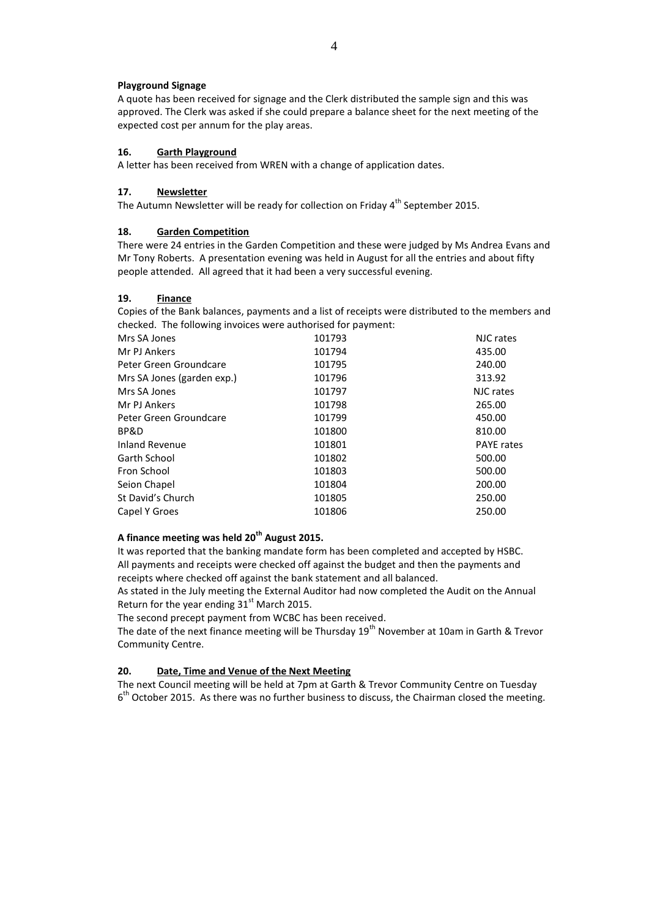**Playground Signage**

A quote has been received for signage and the Clerk distributed the sample sign and this was approved. The Clerk was asked if she could prepare a balance sheet for the next meeting of the expected cost per annum for the play areas.

**16. <u>Garth Playground</u>**

A letter has been received from WREN with a change of application dates.

**17. <u>Newsletter</u>**

The Autumn Newsletter will be ready for collection on Friday 4th September 2015.

**18. <u>Garden Competition</u>**

There were 24 entries in the Garden Competition and these were judged by Ms Andrea Evans and Mr Tony Roberts. A presentation evening was held in August for all the entries and about fifty people attended. All agreed that it had been a very successful evening.

**19. <u>Finance</u>**

Copies of the Bank balances, payments and a list of receipts were distributed to the members and checked. The following invoices were authorised for payment:

| | | |
|---|---|---|
| Mrs SA Jones | 101793 | NJC rates |
| Mr PJ Ankers | 101794 | 435.00 |
| Peter Green Groundcare | 101795 | 240.00 |
| Mrs SA Jones (garden exp.) | 101796 | 313.92 |
| Mrs SA Jones | 101797 | NJC rates |
| Mr PJ Ankers | 101798 | 265.00 |
| Peter Green Groundcare | 101799 | 450.00 |
| BP&D | 101800 | 810.00 |
| Inland Revenue | 101801 | PAYE rates |
| Garth School | 101802 | 500.00 |
| Fron School | 101803 | 500.00 |
| Seion Chapel | 101804 | 200.00 |
| St David's Church | 101805 | 250.00 |
| Capel Y Groes | 101806 | 250.00 |

**A finance meeting was held 20th August 2015.**

It was reported that the banking mandate form has been completed and accepted by HSBC.
All payments and receipts were checked off against the budget and then the payments and receipts where checked off against the bank statement and all balanced.
As stated in the July meeting the External Auditor had now completed the Audit on the Annual Return for the year ending 31st March 2015.
The second precept payment from WCBC has been received.
The date of the next finance meeting will be Thursday 19th November at 10am in Garth & Trevor Community Centre.

**20. <u>Date, Time and Venue of the Next Meeting</u>**

The next Council meeting will be held at 7pm at Garth & Trevor Community Centre on Tuesday 6th October 2015. As there was no further business to discuss, the Chairman closed the meeting.